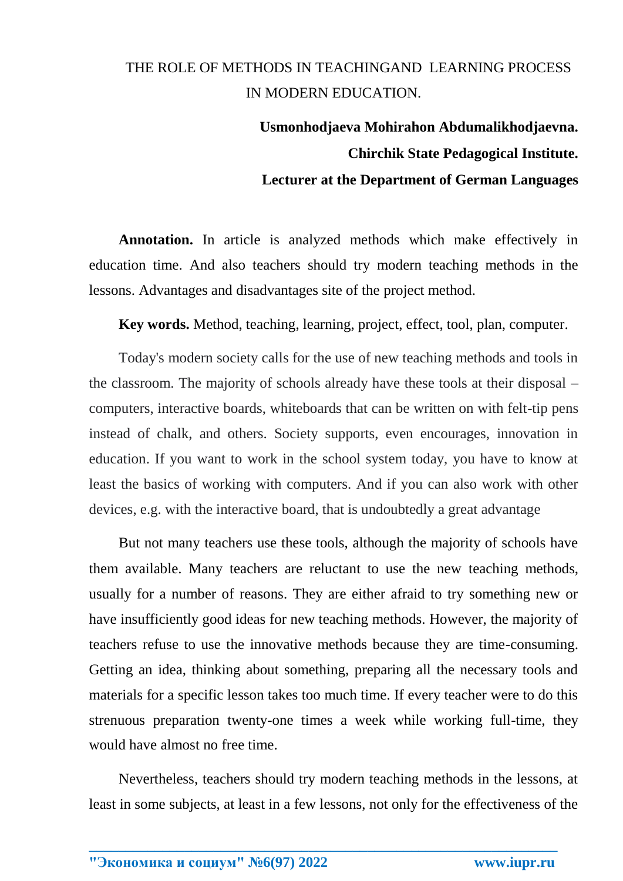# THE ROLE OF METHODS IN TEACHINGAND LEARNING PROCESS IN MODERN EDUCATION.

**Usmonhodjaeva Mohirahon Abdumalikhodjaevna.**
**Chirchik State Pedagogical Institute.**
**Lecturer at the Department of German Languages**

**Annotation.** In article is analyzed methods which make effectively in education time. And also teachers should try modern teaching methods in the lessons. Advantages and disadvantages site of the project method.

**Key words.** Method, teaching, learning, project, effect, tool, plan, computer.

Today's modern society calls for the use of new teaching methods and tools in the classroom. The majority of schools already have these tools at their disposal – computers, interactive boards, whiteboards that can be written on with felt-tip pens instead of chalk, and others. Society supports, even encourages, innovation in education. If you want to work in the school system today, you have to know at least the basics of working with computers. And if you can also work with other devices, e.g. with the interactive board, that is undoubtedly a great advantage

But not many teachers use these tools, although the majority of schools have them available. Many teachers are reluctant to use the new teaching methods, usually for a number of reasons. They are either afraid to try something new or have insufficiently good ideas for new teaching methods. However, the majority of teachers refuse to use the innovative methods because they are time-consuming. Getting an idea, thinking about something, preparing all the necessary tools and materials for a specific lesson takes too much time. If every teacher were to do this strenuous preparation twenty-one times a week while working full-time, they would have almost no free time.

Nevertheless, teachers should try modern teaching methods in the lessons, at least in some subjects, at least in a few lessons, not only for the effectiveness of the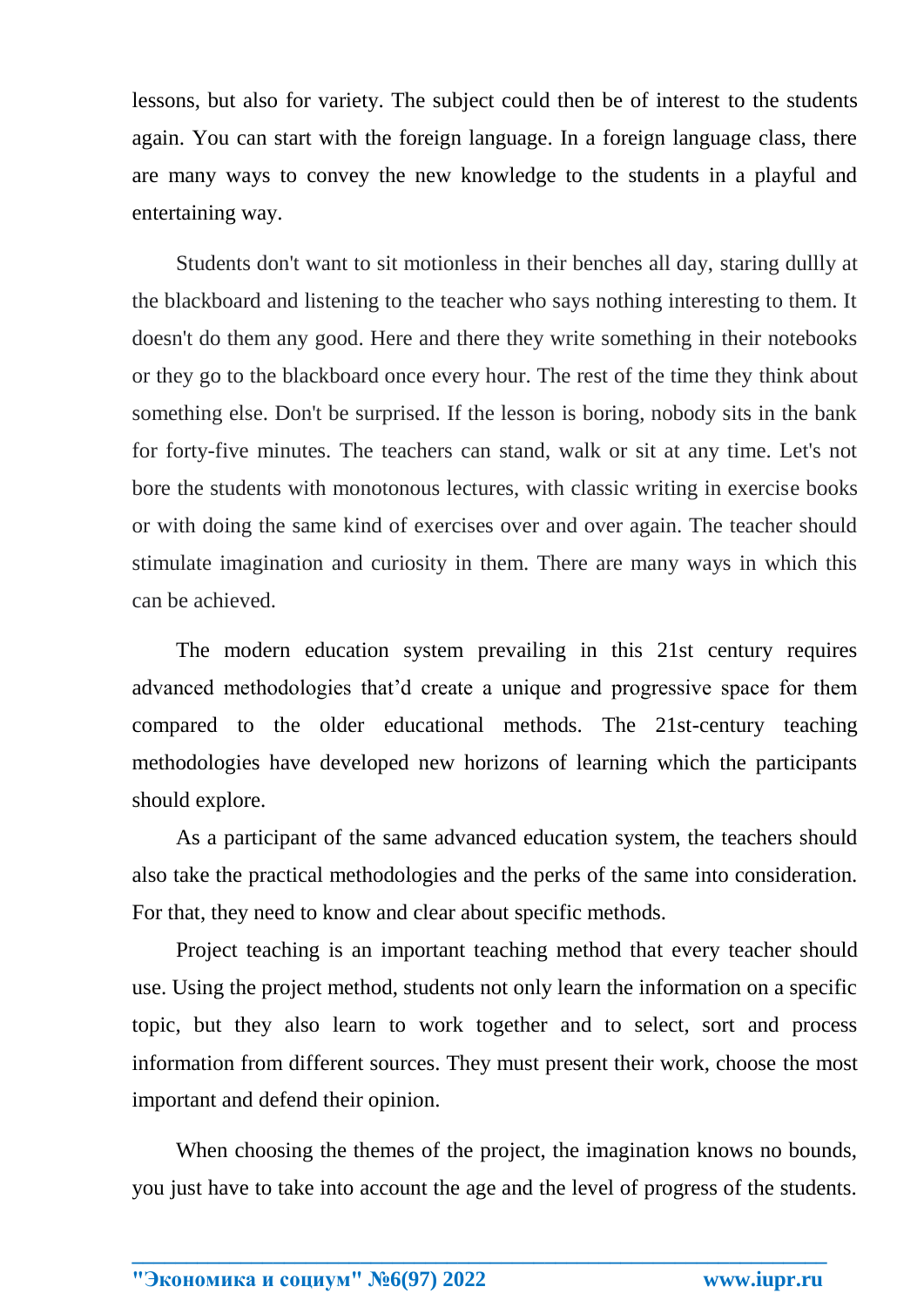lessons, but also for variety. The subject could then be of interest to the students again. You can start with the foreign language. In a foreign language class, there are many ways to convey the new knowledge to the students in a playful and entertaining way.

Students don't want to sit motionless in their benches all day, staring dullly at the blackboard and listening to the teacher who says nothing interesting to them. It doesn't do them any good. Here and there they write something in their notebooks or they go to the blackboard once every hour. The rest of the time they think about something else. Don't be surprised. If the lesson is boring, nobody sits in the bank for forty-five minutes. The teachers can stand, walk or sit at any time. Let's not bore the students with monotonous lectures, with classic writing in exercise books or with doing the same kind of exercises over and over again. The teacher should stimulate imagination and curiosity in them. There are many ways in which this can be achieved.

The modern education system prevailing in this 21st century requires advanced methodologies that'd create a unique and progressive space for them compared to the older educational methods. The 21st-century teaching methodologies have developed new horizons of learning which the participants should explore.

As a participant of the same advanced education system, the teachers should also take the practical methodologies and the perks of the same into consideration. For that, they need to know and clear about specific methods.

Project teaching is an important teaching method that every teacher should use. Using the project method, students not only learn the information on a specific topic, but they also learn to work together and to select, sort and process information from different sources. They must present their work, choose the most important and defend their opinion.

When choosing the themes of the project, the imagination knows no bounds, you just have to take into account the age and the level of progress of the students.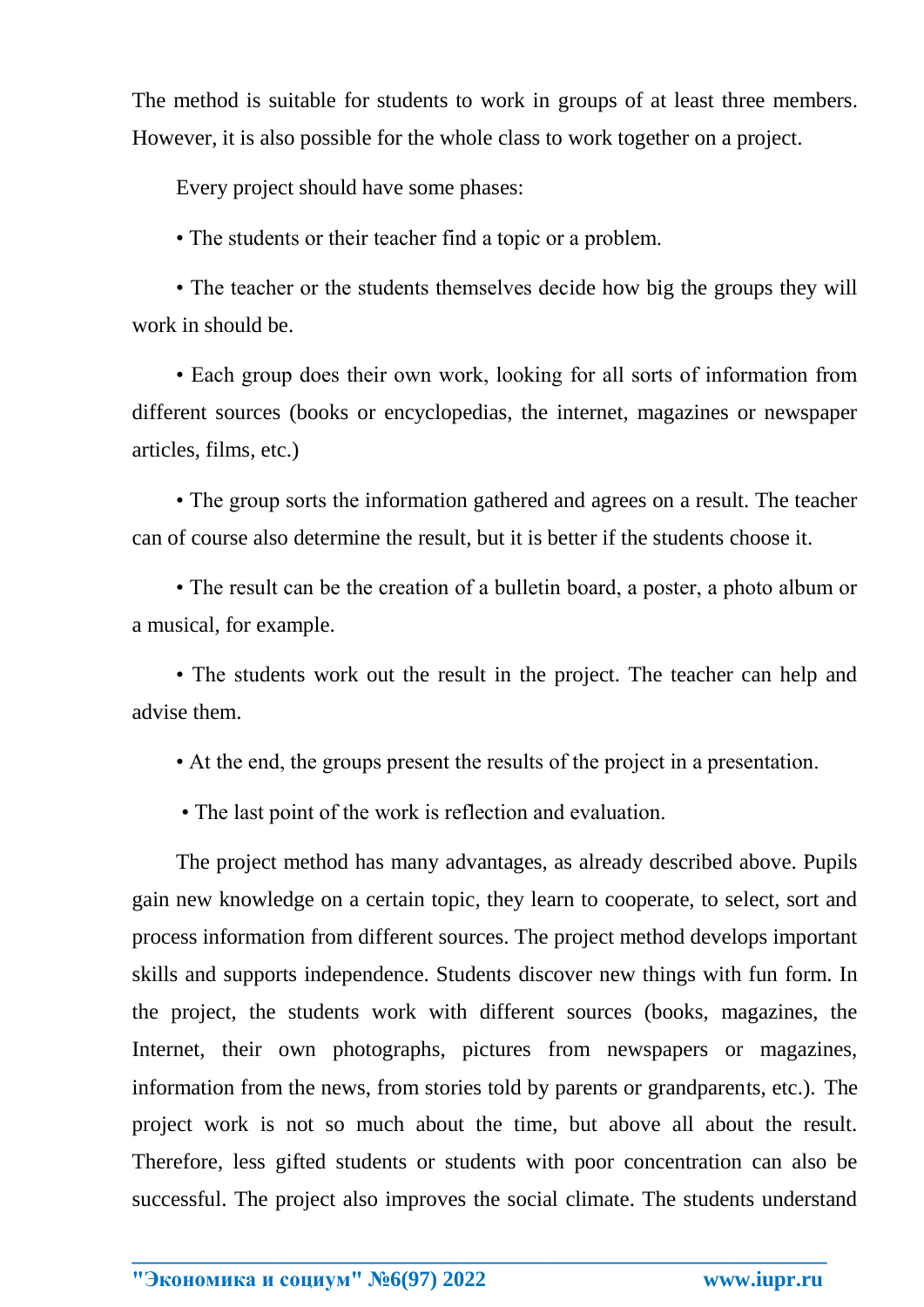The method is suitable for students to work in groups of at least three members. However, it is also possible for the whole class to work together on a project.

Every project should have some phases:

• The students or their teacher find a topic or a problem.

• The teacher or the students themselves decide how big the groups they will work in should be.

• Each group does their own work, looking for all sorts of information from different sources (books or encyclopedias, the internet, magazines or newspaper articles, films, etc.)

• The group sorts the information gathered and agrees on a result. The teacher can of course also determine the result, but it is better if the students choose it.

• The result can be the creation of a bulletin board, a poster, a photo album or a musical, for example.

• The students work out the result in the project. The teacher can help and advise them.

• At the end, the groups present the results of the project in a presentation.

• The last point of the work is reflection and evaluation.

The project method has many advantages, as already described above. Pupils gain new knowledge on a certain topic, they learn to cooperate, to select, sort and process information from different sources. The project method develops important skills and supports independence. Students discover new things with fun form. In the project, the students work with different sources (books, magazines, the Internet, their own photographs, pictures from newspapers or magazines, information from the news, from stories told by parents or grandparents, etc.). The project work is not so much about the time, but above all about the result. Therefore, less gifted students or students with poor concentration can also be successful. The project also improves the social climate. The students understand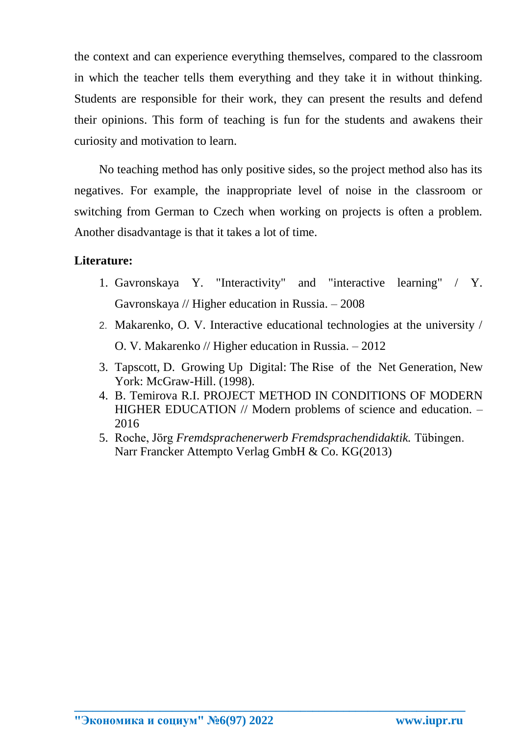the context and can experience everything themselves, compared to the classroom in which the teacher tells them everything and they take it in without thinking. Students are responsible for their work, they can present the results and defend their opinions. This form of teaching is fun for the students and awakens their curiosity and motivation to learn.

No teaching method has only positive sides, so the project method also has its negatives. For example, the inappropriate level of noise in the classroom or switching from German to Czech when working on projects is often a problem. Another disadvantage is that it takes a lot of time.

**Literature:**

1. Gavronskaya Y. "Interactivity" and "interactive learning" / Y. Gavronskaya // Higher education in Russia. – 2008
2. Makarenko, O. V. Interactive educational technologies at the university / O. V. Makarenko // Higher education in Russia. – 2012
3. Tapscott, D. Growing Up Digital: The Rise of the Net Generation, New York: McGraw-Hill. (1998).
4. B. Temirova R.I. PROJECT METHOD IN CONDITIONS OF MODERN HIGHER EDUCATION // Modern problems of science and education. – 2016
5. Roche, Jörg *Fremdsprachenerwerb Fremdsprachendidaktik.* Tübingen. Narr Francker Attempto Verlag GmbH & Co. KG(2013)